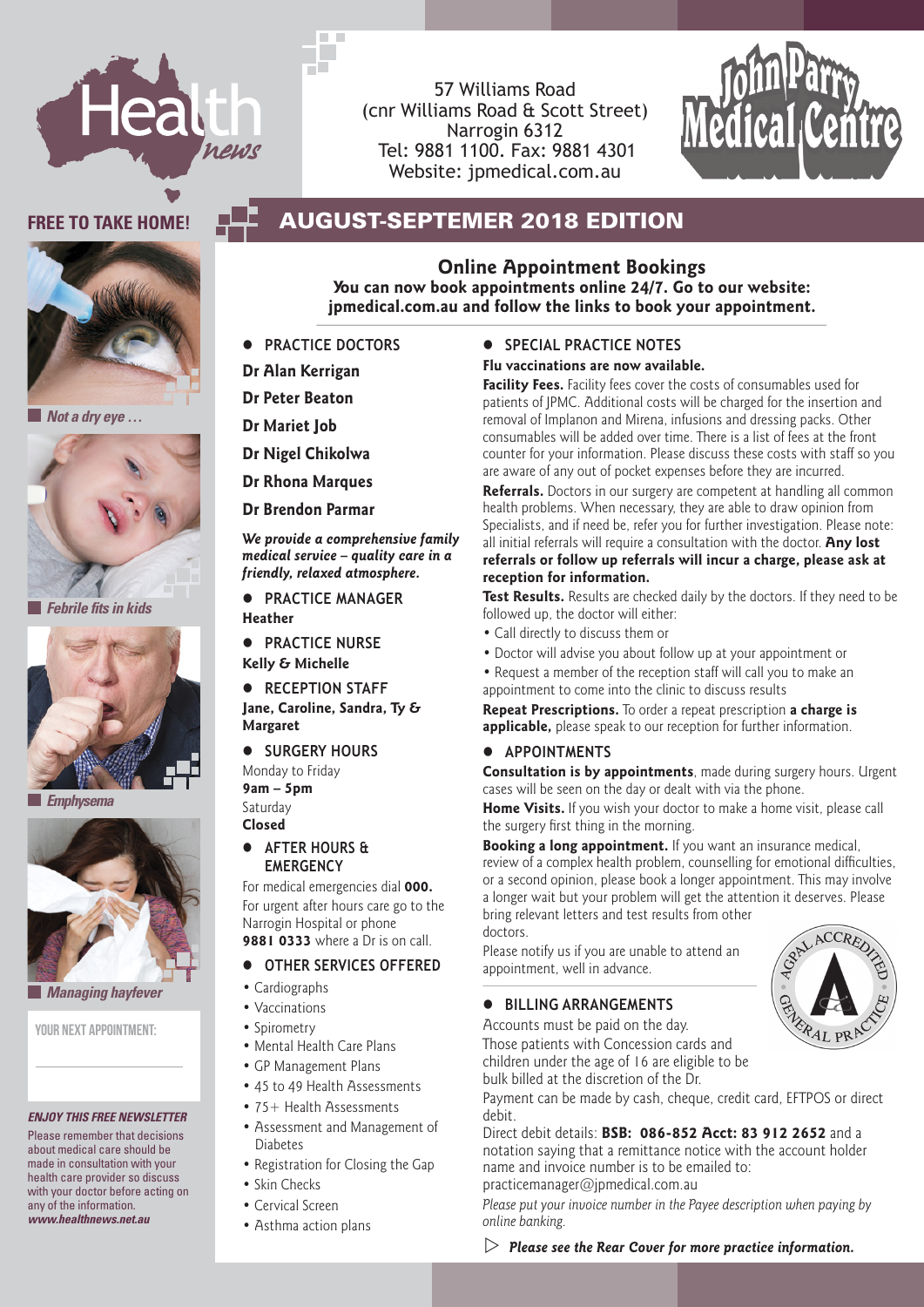# Health news

57 Williams Road
(cnr Williams Road & Scott Street)
Narrogin 6312
Tel: 9881 1100. Fax: 9881 4301
Website: jpmedical.com.au

# John Parry Medical Centre

**FREE TO TAKE HOME!**

## AUGUST-SEPTEMER 2018 EDITION

*Not a dry eye …*

*Febrile fits in kids*

*Emphysema*

*Managing hayfever*

YOUR NEXT APPOINTMENT:

***ENJOY THIS FREE NEWSLETTER***

Please remember that decisions about medical care should be made in consultation with your health care provider so discuss with your doctor before acting on any of the information.
***www.healthnews.net.au***

## Online Appointment Bookings

**You can now book appointments online 24/7. Go to our website: jpmedical.com.au and follow the links to book your appointment.**

### PRACTICE DOCTORS

**Dr Alan Kerrigan**

**Dr Peter Beaton**

**Dr Mariet Job**

**Dr Nigel Chikolwa**

**Dr Rhona Marques**

**Dr Brendon Parmar**

***We provide a comprehensive family medical service – quality care in a friendly, relaxed atmosphere.***

### PRACTICE MANAGER

**Heather**

### PRACTICE NURSE

**Kelly & Michelle**

### RECEPTION STAFF

**Jane, Caroline, Sandra, Ty & Margaret**

### SURGERY HOURS

Monday to Friday
**9am – 5pm**
Saturday
**Closed**

### AFTER HOURS & EMERGENCY

For medical emergencies dial **000.** For urgent after hours care go to the Narrogin Hospital or phone **9881 0333** where a Dr is on call.

### OTHER SERVICES OFFERED

- Cardiographs
- Vaccinations
- Spirometry
- Mental Health Care Plans
- GP Management Plans
- 45 to 49 Health Assessments
- 75+ Health Assessments
- Assessment and Management of Diabetes
- Registration for Closing the Gap
- Skin Checks
- Cervical Screen
- Asthma action plans

### SPECIAL PRACTICE NOTES

**Flu vaccinations are now available.**

**Facility Fees.** Facility fees cover the costs of consumables used for patients of JPMC. Additional costs will be charged for the insertion and removal of Implanon and Mirena, infusions and dressing packs. Other consumables will be added over time. There is a list of fees at the front counter for your information. Please discuss these costs with staff so you are aware of any out of pocket expenses before they are incurred.

**Referrals.** Doctors in our surgery are competent at handling all common health problems. When necessary, they are able to draw opinion from Specialists, and if need be, refer you for further investigation. Please note: all initial referrals will require a consultation with the doctor. **Any lost referrals or follow up referrals will incur a charge, please ask at reception for information.**

**Test Results.** Results are checked daily by the doctors. If they need to be followed up, the doctor will either:

- Call directly to discuss them or
- Doctor will advise you about follow up at your appointment or
- Request a member of the reception staff will call you to make an appointment to come into the clinic to discuss results

**Repeat Prescriptions.** To order a repeat prescription **a charge is applicable,** please speak to our reception for further information.

### APPOINTMENTS

**Consultation is by appointments**, made during surgery hours. Urgent cases will be seen on the day or dealt with via the phone.

**Home Visits.** If you wish your doctor to make a home visit, please call the surgery first thing in the morning.

**Booking a long appointment.** If you want an insurance medical, review of a complex health problem, counselling for emotional difficulties, or a second opinion, please book a longer appointment. This may involve a longer wait but your problem will get the attention it deserves. Please bring relevant letters and test results from other doctors.

Please notify us if you are unable to attend an appointment, well in advance.

AGPAL ACCREDITED GENERAL PRACTICE

### BILLING ARRANGEMENTS

Accounts must be paid on the day.

Those patients with Concession cards and children under the age of 16 are eligible to be bulk billed at the discretion of the Dr.

Payment can be made by cash, cheque, credit card, EFTPOS or direct debit.

Direct debit details: **BSB: 086-852 Acct: 83 912 2652** and a notation saying that a remittance notice with the account holder name and invoice number is to be emailed to: practicemanager@jpmedical.com.au

*Please put your invoice number in the Payee description when paying by online banking.*

▷ ***Please see the Rear Cover for more practice information.***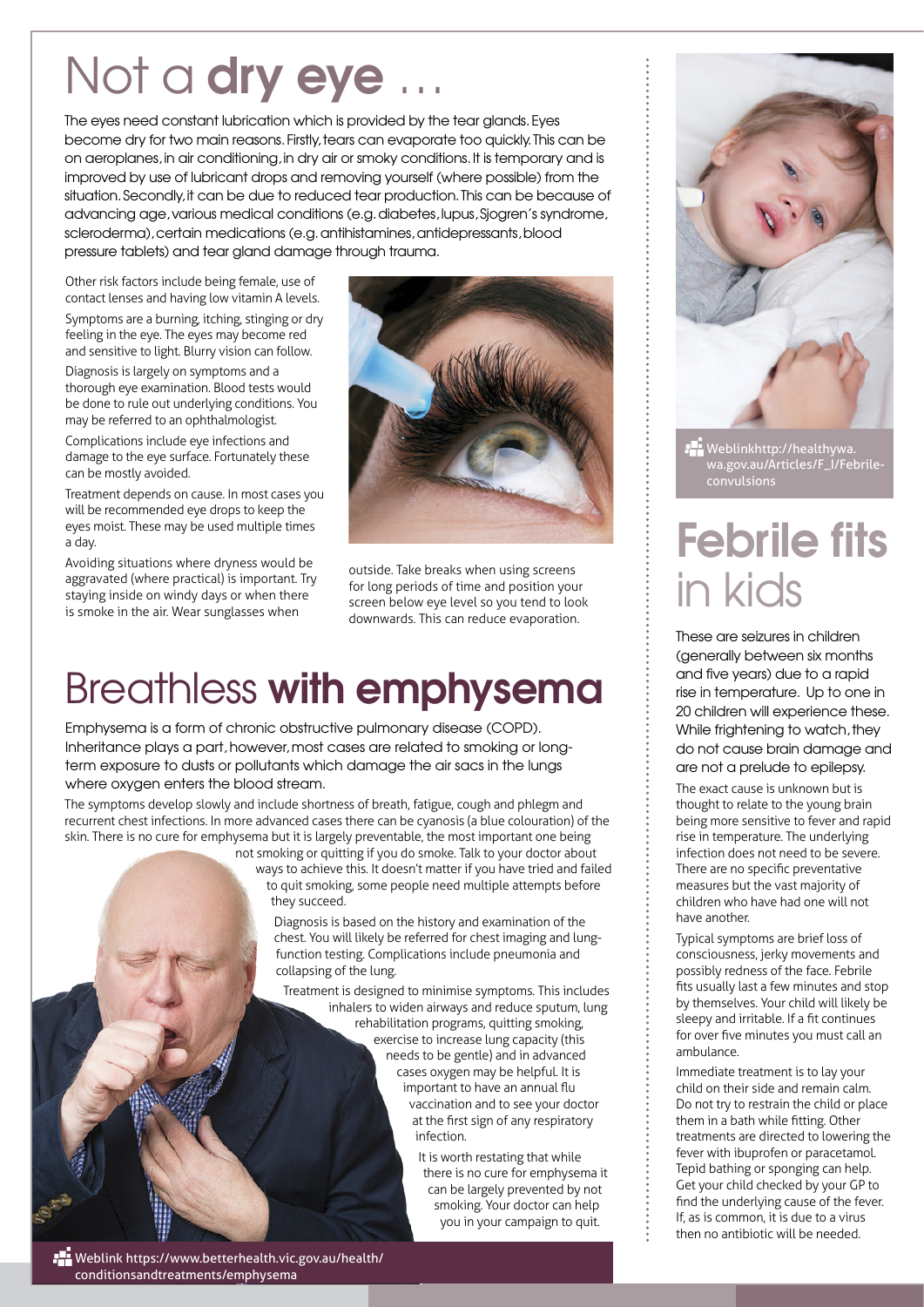# Not a **dry eye** …

The eyes need constant lubrication which is provided by the tear glands. Eyes become dry for two main reasons. Firstly, tears can evaporate too quickly. This can be on aeroplanes, in air conditioning, in dry air or smoky conditions. It is temporary and is improved by use of lubricant drops and removing yourself (where possible) from the situation. Secondly, it can be due to reduced tear production. This can be because of advancing age, various medical conditions (e.g. diabetes, lupus, Sjogren's syndrome, scleroderma), certain medications (e.g. antihistamines, antidepressants, blood pressure tablets) and tear gland damage through trauma.

Other risk factors include being female, use of contact lenses and having low vitamin A levels.

Symptoms are a burning, itching, stinging or dry feeling in the eye. The eyes may become red and sensitive to light. Blurry vision can follow.

Diagnosis is largely on symptoms and a thorough eye examination. Blood tests would be done to rule out underlying conditions. You may be referred to an ophthalmologist.

Complications include eye infections and damage to the eye surface. Fortunately these can be mostly avoided.

Treatment depends on cause. In most cases you will be recommended eye drops to keep the eyes moist. These may be used multiple times a day.

Avoiding situations where dryness would be aggravated (where practical) is important. Try staying inside on windy days or when there is smoke in the air. Wear sunglasses when outside. Take breaks when using screens for long periods of time and position your screen below eye level so you tend to look downwards. This can reduce evaporation.

# Breathless **with emphysema**

Emphysema is a form of chronic obstructive pulmonary disease (COPD). Inheritance plays a part, however, most cases are related to smoking or long-term exposure to dusts or pollutants which damage the air sacs in the lungs where oxygen enters the blood stream.

The symptoms develop slowly and include shortness of breath, fatigue, cough and phlegm and recurrent chest infections. In more advanced cases there can be cyanosis (a blue colouration) of the skin. There is no cure for emphysema but it is largely preventable, the most important one being not smoking or quitting if you do smoke. Talk to your doctor about ways to achieve this. It doesn't matter if you have tried and failed to quit smoking, some people need multiple attempts before they succeed.

Diagnosis is based on the history and examination of the chest. You will likely be referred for chest imaging and lung-function testing. Complications include pneumonia and collapsing of the lung.

Treatment is designed to minimise symptoms. This includes inhalers to widen airways and reduce sputum, lung rehabilitation programs, quitting smoking, exercise to increase lung capacity (this needs to be gentle) and in advanced cases oxygen may be helpful. It is important to have an annual flu vaccination and to see your doctor at the first sign of any respiratory infection.

It is worth restating that while there is no cure for emphysema it can be largely prevented by not smoking. Your doctor can help you in your campaign to quit.

Weblink https://www.betterhealth.vic.gov.au/health/conditionsandtreatments/emphysema

# **Febrile fits** in kids

These are seizures in children (generally between six months and five years) due to a rapid rise in temperature. Up to one in 20 children will experience these. While frightening to watch, they do not cause brain damage and are not a prelude to epilepsy.

The exact cause is unknown but is thought to relate to the young brain being more sensitive to fever and rapid rise in temperature. The underlying infection does not need to be severe. There are no specific preventative measures but the vast majority of children who have had one will not have another.

Typical symptoms are brief loss of consciousness, jerky movements and possibly redness of the face. Febrile fits usually last a few minutes and stop by themselves. Your child will likely be sleepy and irritable. If a fit continues for over five minutes you must call an ambulance.

Immediate treatment is to lay your child on their side and remain calm. Do not try to restrain the child or place them in a bath while fitting. Other treatments are directed to lowering the fever with ibuprofen or paracetamol. Tepid bathing or sponging can help. Get your child checked by your GP to find the underlying cause of the fever. If, as is common, it is due to a virus then no antibiotic will be needed.

Weblinkhttp://healthywa.wa.gov.au/Articles/F_I/Febrile-convulsions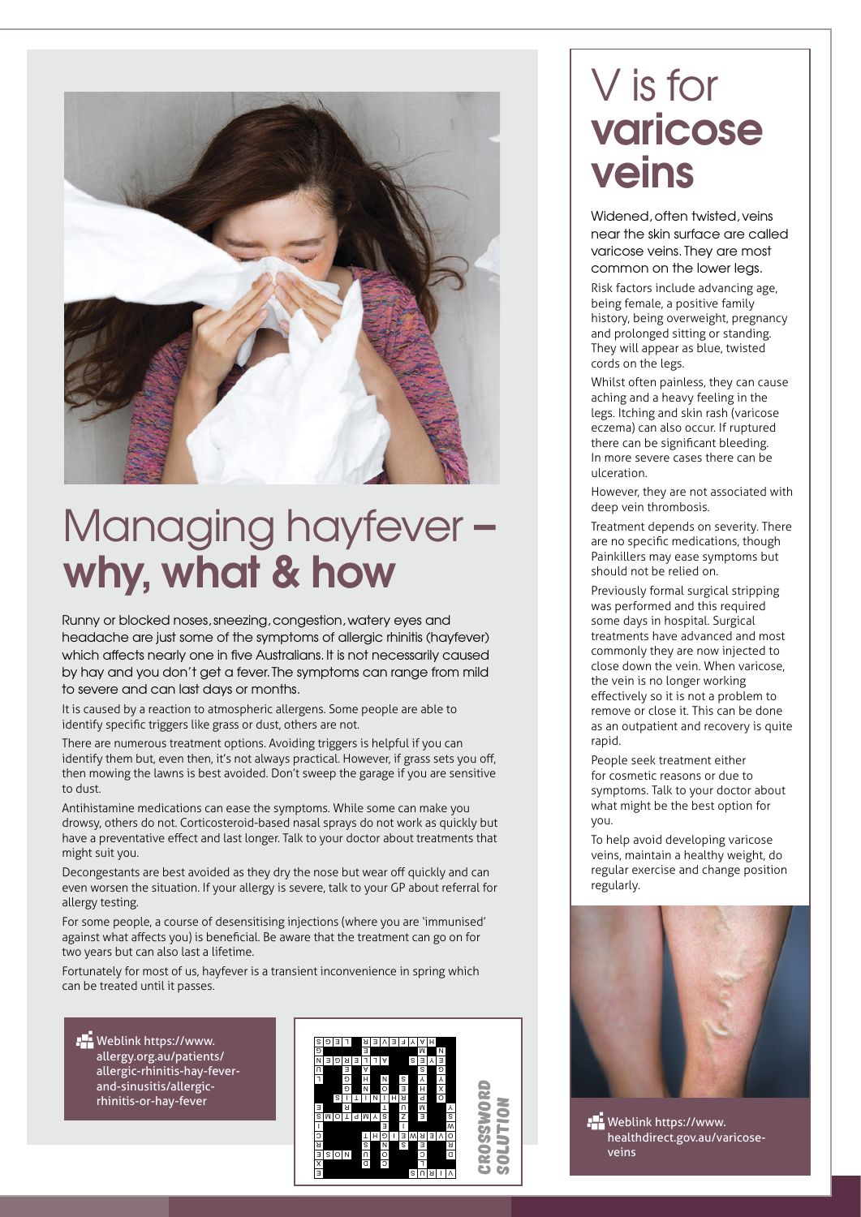# Managing hayfever – **why, what & how**

Runny or blocked noses, sneezing, congestion, watery eyes and headache are just some of the symptoms of allergic rhinitis (hayfever) which affects nearly one in five Australians. It is not necessarily caused by hay and you don't get a fever. The symptoms can range from mild to severe and can last days or months.

It is caused by a reaction to atmospheric allergens. Some people are able to identify specific triggers like grass or dust, others are not.

There are numerous treatment options. Avoiding triggers is helpful if you can identify them but, even then, it's not always practical. However, if grass sets you off, then mowing the lawns is best avoided. Don't sweep the garage if you are sensitive to dust.

Antihistamine medications can ease the symptoms. While some can make you drowsy, others do not. Corticosteroid-based nasal sprays do not work as quickly but have a preventative effect and last longer. Talk to your doctor about treatments that might suit you.

Decongestants are best avoided as they dry the nose but wear off quickly and can even worsen the situation. If your allergy is severe, talk to your GP about referral for allergy testing.

For some people, a course of desensitising injections (where you are 'immunised' against what affects you) is beneficial. Be aware that the treatment can go on for two years but can also last a lifetime.

Fortunately for most of us, hayfever is a transient inconvenience in spring which can be treated until it passes.

Weblink https://www.allergy.org.au/patients/allergic-rhinitis-hay-fever-and-sinusitis/allergic-rhinitis-or-hay-fever

**CROSSWORD SOLUTION**

# V is for **varicose veins**

Widened, often twisted, veins near the skin surface are called varicose veins. They are most common on the lower legs.

Risk factors include advancing age, being female, a positive family history, being overweight, pregnancy and prolonged sitting or standing. They will appear as blue, twisted cords on the legs.

Whilst often painless, they can cause aching and a heavy feeling in the legs. Itching and skin rash (varicose eczema) can also occur. If ruptured there can be significant bleeding. In more severe cases there can be ulceration.

However, they are not associated with deep vein thrombosis.

Treatment depends on severity. There are no specific medications, though Painkillers may ease symptoms but should not be relied on.

Previously formal surgical stripping was performed and this required some days in hospital. Surgical treatments have advanced and most commonly they are now injected to close down the vein. When varicose, the vein is no longer working effectively so it is not a problem to remove or close it. This can be done as an outpatient and recovery is quite rapid.

People seek treatment either for cosmetic reasons or due to symptoms. Talk to your doctor about what might be the best option for you.

To help avoid developing varicose veins, maintain a healthy weight, do regular exercise and change position regularly.

Weblink https://www.healthdirect.gov.au/varicose-veins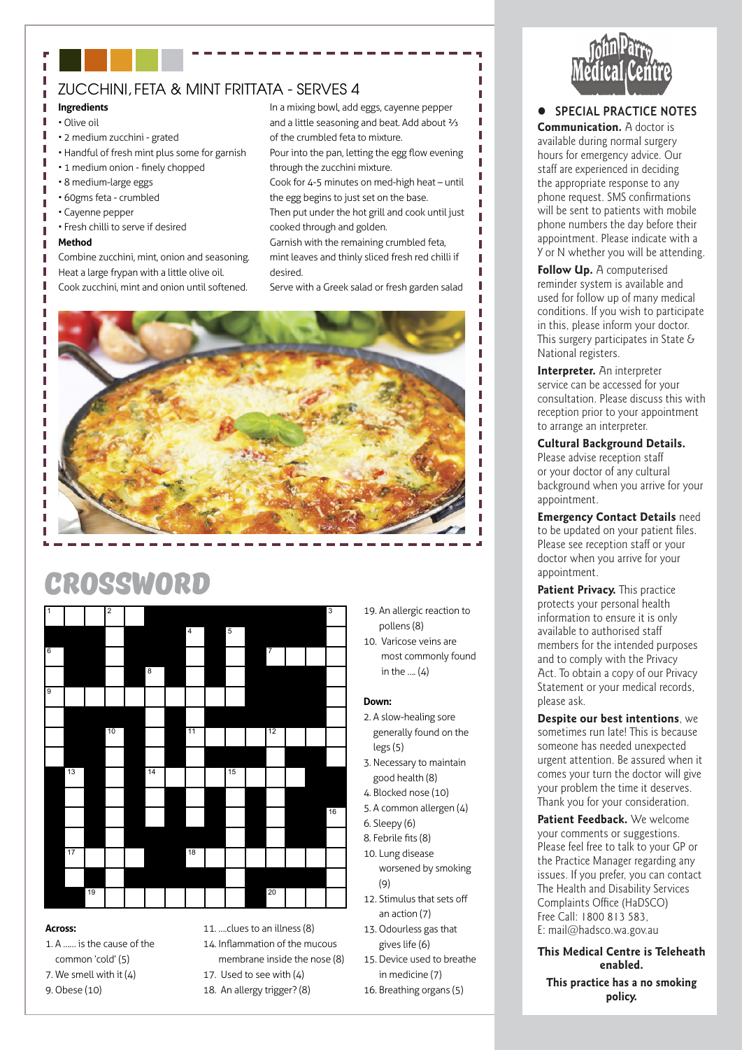## ZUCCHINI, FETA & MINT FRITTATA - SERVES 4

**Ingredients**

- Olive oil
- 2 medium zucchini - grated
- Handful of fresh mint plus some for garnish
- 1 medium onion - finely chopped
- 8 medium-large eggs
- 60gms feta - crumbled
- Cayenne pepper
- Fresh chilli to serve if desired

**Method**

Combine zucchini, mint, onion and seasoning.
Heat a large frypan with a little olive oil.
Cook zucchini, mint and onion until softened.
In a mixing bowl, add eggs, cayenne pepper and a little seasoning and beat. Add about ⅔ of the crumbled feta to mixture.
Pour into the pan, letting the egg flow evening through the zucchini mixture.
Cook for 4-5 minutes on med-high heat – until the egg begins to just set on the base.
Then put under the hot grill and cook until just cooked through and golden.
Garnish with the remaining crumbled feta, mint leaves and thinly sliced fresh red chilli if desired.
Serve with a Greek salad or fresh garden salad

## CROSSWORD

**Across:**

1. A ...... is the cause of the common 'cold' (5)
7. We smell with it (4)
9. Obese (10)
11. ....clues to an illness (8)
14. Inflammation of the mucous membrane inside the nose (8)
17. Used to see with (4)
18. An allergy trigger? (8)
19. An allergic reaction to pollens (8)
10. Varicose veins are most commonly found in the .... (4)

**Down:**

2. A slow-healing sore generally found on the legs (5)
3. Necessary to maintain good health (8)
4. Blocked nose (10)
5. A common allergen (4)
6. Sleepy (6)
8. Febrile fits (8)
10. Lung disease worsened by smoking (9)
12. Stimulus that sets off an action (7)
13. Odourless gas that gives life (6)
15. Device used to breathe in medicine (7)
16. Breathing organs (5)

John Parry Medical Centre

## SPECIAL PRACTICE NOTES

**Communication.** A doctor is available during normal surgery hours for emergency advice. Our staff are experienced in deciding the appropriate response to any phone request. SMS confirmations will be sent to patients with mobile phone numbers the day before their appointment. Please indicate with a Y or N whether you will be attending.

**Follow Up.** A computerised reminder system is available and used for follow up of many medical conditions. If you wish to participate in this, please inform your doctor. This surgery participates in State & National registers.

**Interpreter.** An interpreter service can be accessed for your consultation. Please discuss this with reception prior to your appointment to arrange an interpreter.

**Cultural Background Details.** Please advise reception staff or your doctor of any cultural background when you arrive for your appointment.

**Emergency Contact Details** need to be updated on your patient files. Please see reception staff or your doctor when you arrive for your appointment.

**Patient Privacy.** This practice protects your personal health information to ensure it is only available to authorised staff members for the intended purposes and to comply with the Privacy Act. To obtain a copy of our Privacy Statement or your medical records, please ask.

**Despite our best intentions**, we sometimes run late! This is because someone has needed unexpected urgent attention. Be assured when it comes your turn the doctor will give your problem the time it deserves. Thank you for your consideration.

**Patient Feedback.** We welcome your comments or suggestions. Please feel free to talk to your GP or the Practice Manager regarding any issues. If you prefer, you can contact The Health and Disability Services Complaints Office (HaDSCO) Free Call: 1800 813 583, E: mail@hadsco.wa.gov.au

**This Medical Centre is Teleheath enabled.**

**This practice has a no smoking policy.**